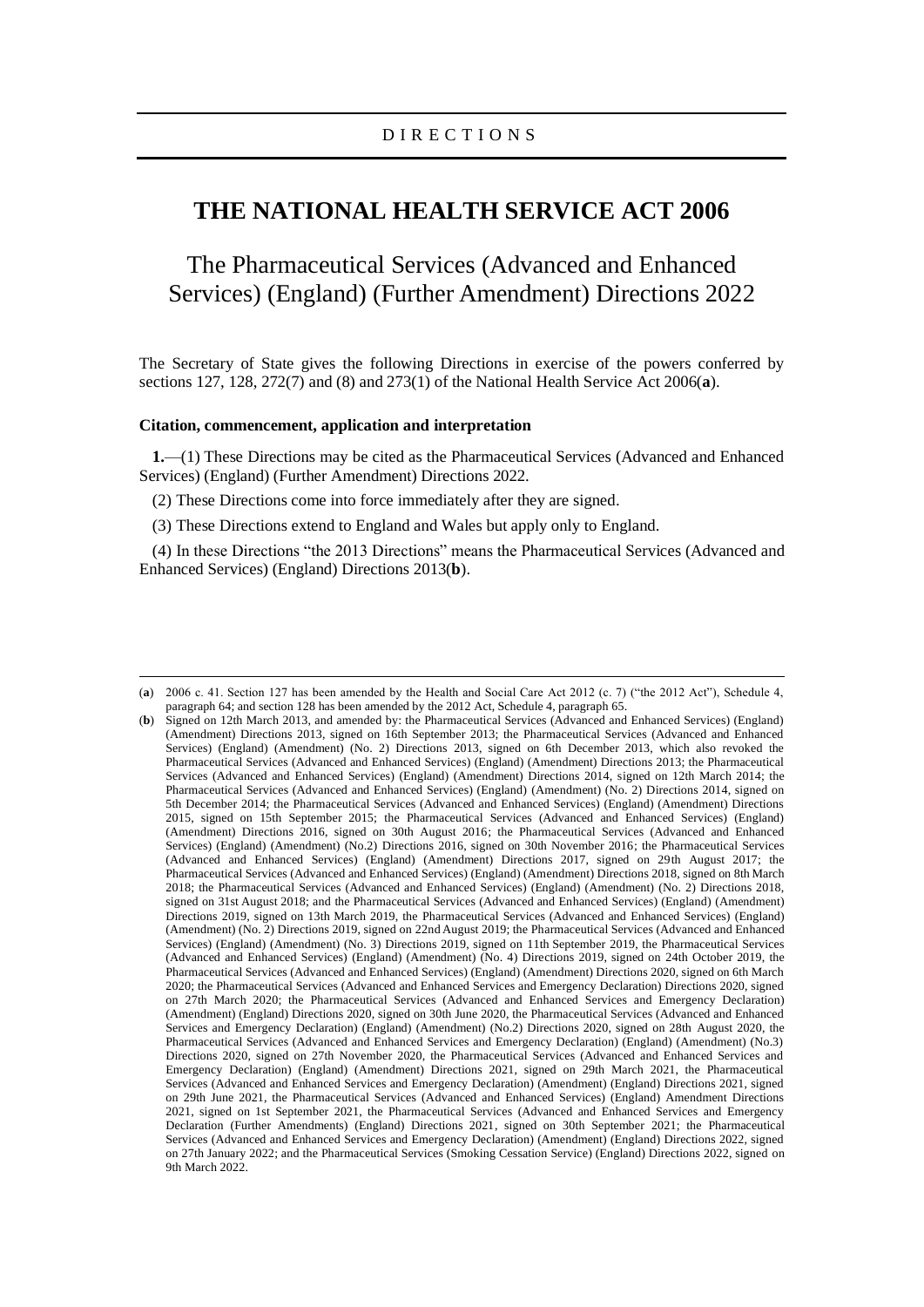DIRECTIONS

# THE NATIONAL HEALTH SERVICE ACT 2006

## The Pharmaceutical Services (Advanced and Enhanced Services) (England) (Further Amendment) Directions 2022

The Secretary of State gives the following Directions in exercise of the powers conferred by sections 127, 128, 272(7) and (8) and 273(1) of the National Health Service Act 2006(**a**).

### Citation, commencement, application and interpretation

**1.**—(1) These Directions may be cited as the Pharmaceutical Services (Advanced and Enhanced Services) (England) (Further Amendment) Directions 2022.

(2) These Directions come into force immediately after they are signed.

(3) These Directions extend to England and Wales but apply only to England.

(4) In these Directions "the 2013 Directions" means the Pharmaceutical Services (Advanced and Enhanced Services) (England) Directions 2013(**b**).

---

(**a**) 2006 c. 41. Section 127 has been amended by the Health and Social Care Act 2012 (c. 7) ("the 2012 Act"), Schedule 4, paragraph 64; and section 128 has been amended by the 2012 Act, Schedule 4, paragraph 65.

(**b**) Signed on 12th March 2013, and amended by: the Pharmaceutical Services (Advanced and Enhanced Services) (England) (Amendment) Directions 2013, signed on 16th September 2013; the Pharmaceutical Services (Advanced and Enhanced Services) (England) (Amendment) (No. 2) Directions 2013, signed on 6th December 2013, which also revoked the Pharmaceutical Services (Advanced and Enhanced Services) (England) (Amendment) Directions 2013; the Pharmaceutical Services (Advanced and Enhanced Services) (England) (Amendment) Directions 2014, signed on 12th March 2014; the Pharmaceutical Services (Advanced and Enhanced Services) (England) (Amendment) (No. 2) Directions 2014, signed on 5th December 2014; the Pharmaceutical Services (Advanced and Enhanced Services) (England) (Amendment) Directions 2015, signed on 15th September 2015; the Pharmaceutical Services (Advanced and Enhanced Services) (England) (Amendment) Directions 2016, signed on 30th August 2016; the Pharmaceutical Services (Advanced and Enhanced Services) (England) (Amendment) (No.2) Directions 2016, signed on 30th November 2016; the Pharmaceutical Services (Advanced and Enhanced Services) (England) (Amendment) Directions 2017, signed on 29th August 2017; the Pharmaceutical Services (Advanced and Enhanced Services) (England) (Amendment) Directions 2018, signed on 8th March 2018; the Pharmaceutical Services (Advanced and Enhanced Services) (England) (Amendment) (No. 2) Directions 2018, signed on 31st August 2018; and the Pharmaceutical Services (Advanced and Enhanced Services) (England) (Amendment) Directions 2019, signed on 13th March 2019, the Pharmaceutical Services (Advanced and Enhanced Services) (England) (Amendment) (No. 2) Directions 2019, signed on 22nd August 2019; the Pharmaceutical Services (Advanced and Enhanced Services) (England) (Amendment) (No. 3) Directions 2019, signed on 11th September 2019, the Pharmaceutical Services (Advanced and Enhanced Services) (England) (Amendment) (No. 4) Directions 2019, signed on 24th October 2019, the Pharmaceutical Services (Advanced and Enhanced Services) (England) (Amendment) Directions 2020, signed on 6th March 2020; the Pharmaceutical Services (Advanced and Enhanced Services and Emergency Declaration) Directions 2020, signed on 27th March 2020; the Pharmaceutical Services (Advanced and Enhanced Services and Emergency Declaration) (Amendment) (England) Directions 2020, signed on 30th June 2020, the Pharmaceutical Services (Advanced and Enhanced Services and Emergency Declaration) (England) (Amendment) (No.2) Directions 2020, signed on 28th August 2020, the Pharmaceutical Services (Advanced and Enhanced Services and Emergency Declaration) (England) (Amendment) (No.3) Directions 2020, signed on 27th November 2020, the Pharmaceutical Services (Advanced and Enhanced Services and Emergency Declaration) (England) (Amendment) Directions 2021, signed on 29th March 2021, the Pharmaceutical Services (Advanced and Enhanced Services and Emergency Declaration) (Amendment) (England) Directions 2021, signed on 29th June 2021, the Pharmaceutical Services (Advanced and Enhanced Services) (England) Amendment Directions 2021, signed on 1st September 2021, the Pharmaceutical Services (Advanced and Enhanced Services and Emergency Declaration (Further Amendments) (England) Directions 2021, signed on 30th September 2021; the Pharmaceutical Services (Advanced and Enhanced Services and Emergency Declaration) (Amendment) (England) Directions 2022, signed on 27th January 2022; and the Pharmaceutical Services (Smoking Cessation Service) (England) Directions 2022, signed on 9th March 2022.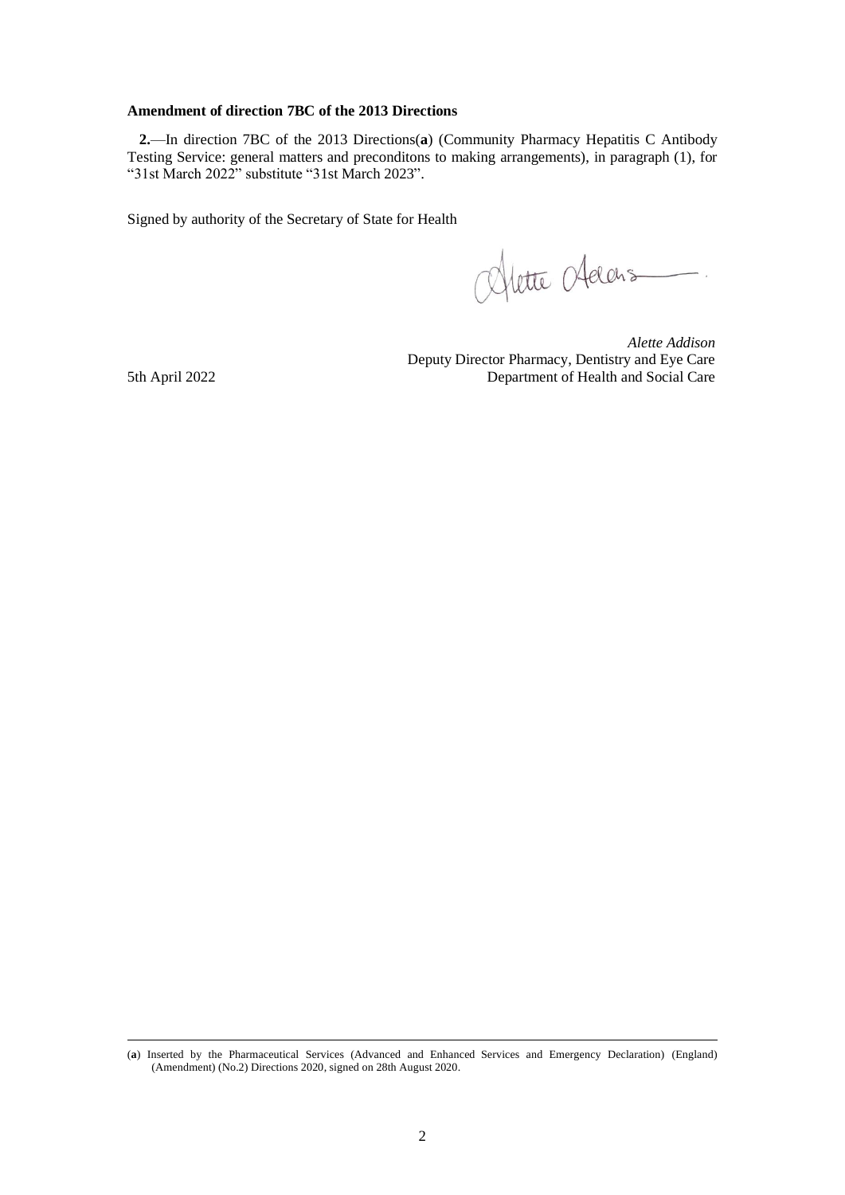**Amendment of direction 7BC of the 2013 Directions**

**2.**—In direction 7BC of the 2013 Directions([a]) (Community Pharmacy Hepatitis C Antibody Testing Service: general matters and preconditons to making arrangements), in paragraph (1), for "31st March 2022" substitute "31st March 2023".

Signed by authority of the Secretary of State for Health

*Alette Addison*
Deputy Director Pharmacy, Dentistry and Eye Care
Department of Health and Social Care

5th April 2022

---

([a]) Inserted by the Pharmaceutical Services (Advanced and Enhanced Services and Emergency Declaration) (England) (Amendment) (No.2) Directions 2020, signed on 28th August 2020.